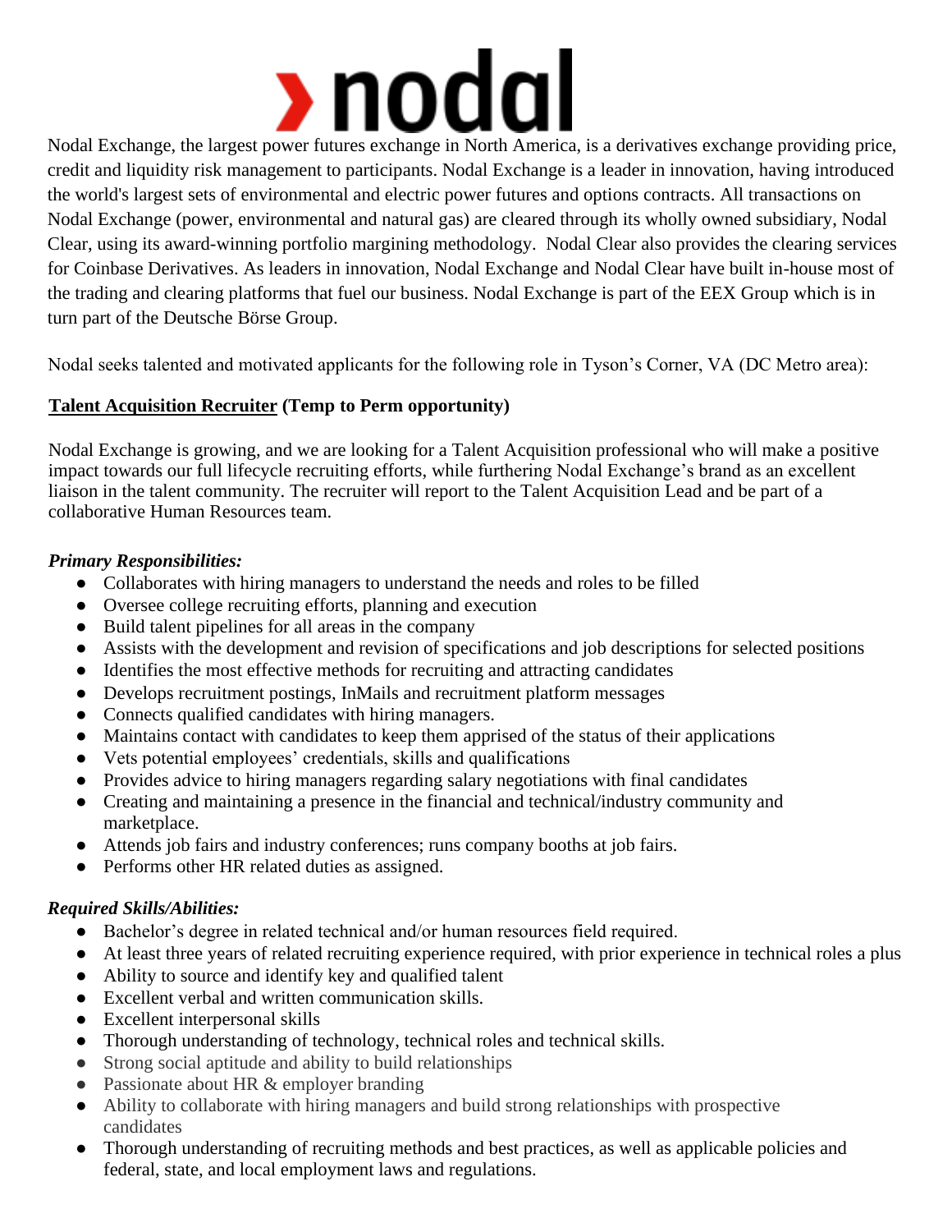Nodal Exchange, the largest power futures exchange in North America, is a derivatives exchange providing price, credit and liquidity risk management to participants. Nodal Exchange is a leader in innovation, having introduced the world's largest sets of environmental and electric power futures and options contracts. All transactions on Nodal Exchange (power, environmental and natural gas) are cleared through its wholly owned subsidiary, Nodal Clear, using its award-winning portfolio margining methodology. Nodal Clear also provides the clearing services for Coinbase Derivatives. As leaders in innovation, Nodal Exchange and Nodal Clear have built in-house most of the trading and clearing platforms that fuel our business. Nodal Exchange is part of the EEX Group which is in turn part of the Deutsche Börse Group.

Nodal seeks talented and motivated applicants for the following role in Tyson's Corner, VA (DC Metro area):

**Talent Acquisition Recruiter (Temp to Perm opportunity)**

Nodal Exchange is growing, and we are looking for a Talent Acquisition professional who will make a positive impact towards our full lifecycle recruiting efforts, while furthering Nodal Exchange's brand as an excellent liaison in the talent community. The recruiter will report to the Talent Acquisition Lead and be part of a collaborative Human Resources team.

***Primary Responsibilities:***

- Collaborates with hiring managers to understand the needs and roles to be filled
- Oversee college recruiting efforts, planning and execution
- Build talent pipelines for all areas in the company
- Assists with the development and revision of specifications and job descriptions for selected positions
- Identifies the most effective methods for recruiting and attracting candidates
- Develops recruitment postings, InMails and recruitment platform messages
- Connects qualified candidates with hiring managers.
- Maintains contact with candidates to keep them apprised of the status of their applications
- Vets potential employees' credentials, skills and qualifications
- Provides advice to hiring managers regarding salary negotiations with final candidates
- Creating and maintaining a presence in the financial and technical/industry community and marketplace.
- Attends job fairs and industry conferences; runs company booths at job fairs.
- Performs other HR related duties as assigned.

***Required Skills/Abilities:***

- Bachelor's degree in related technical and/or human resources field required.
- At least three years of related recruiting experience required, with prior experience in technical roles a plus
- Ability to source and identify key and qualified talent
- Excellent verbal and written communication skills.
- Excellent interpersonal skills
- Thorough understanding of technology, technical roles and technical skills.
- Strong social aptitude and ability to build relationships
- Passionate about HR & employer branding
- Ability to collaborate with hiring managers and build strong relationships with prospective candidates
- Thorough understanding of recruiting methods and best practices, as well as applicable policies and federal, state, and local employment laws and regulations.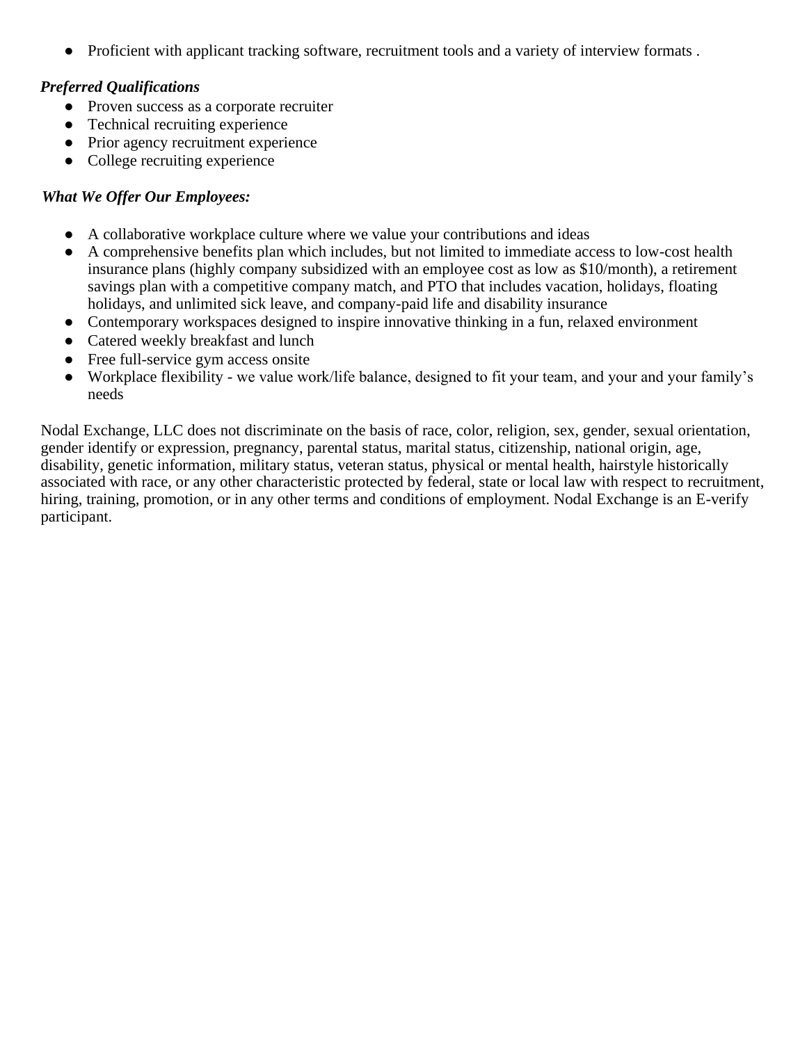- Proficient with applicant tracking software, recruitment tools and a variety of interview formats .

***Preferred Qualifications***

- Proven success as a corporate recruiter
- Technical recruiting experience
- Prior agency recruitment experience
- College recruiting experience

***What We Offer Our Employees:***

- A collaborative workplace culture where we value your contributions and ideas
- A comprehensive benefits plan which includes, but not limited to immediate access to low-cost health insurance plans (highly company subsidized with an employee cost as low as $10/month), a retirement savings plan with a competitive company match, and PTO that includes vacation, holidays, floating holidays, and unlimited sick leave, and company-paid life and disability insurance
- Contemporary workspaces designed to inspire innovative thinking in a fun, relaxed environment
- Catered weekly breakfast and lunch
- Free full-service gym access onsite
- Workplace flexibility - we value work/life balance, designed to fit your team, and your and your family's needs

Nodal Exchange, LLC does not discriminate on the basis of race, color, religion, sex, gender, sexual orientation, gender identify or expression, pregnancy, parental status, marital status, citizenship, national origin, age, disability, genetic information, military status, veteran status, physical or mental health, hairstyle historically associated with race, or any other characteristic protected by federal, state or local law with respect to recruitment, hiring, training, promotion, or in any other terms and conditions of employment. Nodal Exchange is an E-verify participant.